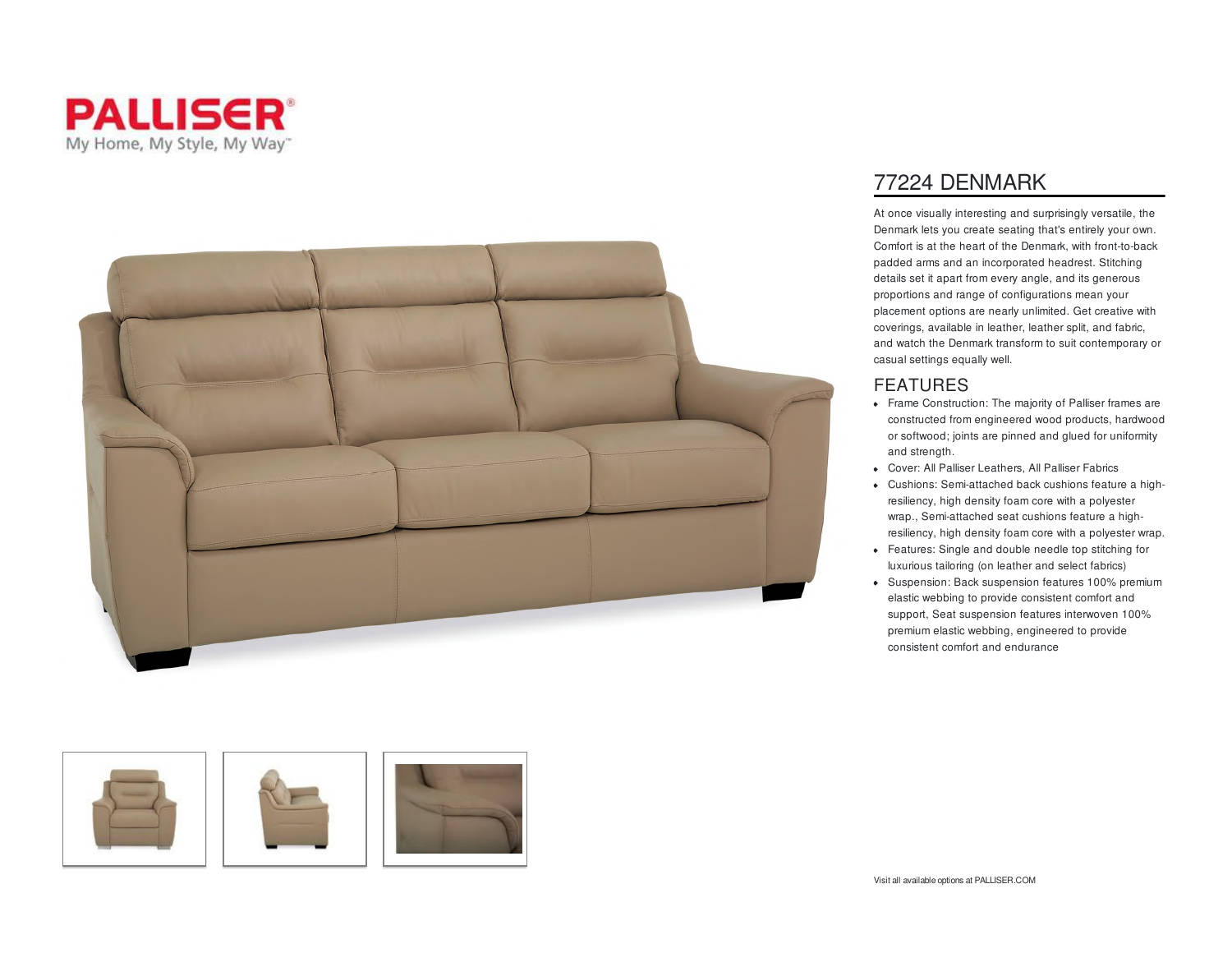PALLISER®

My Home, My Style, My Way™

## 77224 DENMARK

At once visually interesting and surprisingly versatile, the Denmark lets you create seating that's entirely your own. Comfort is at the heart of the Denmark, with front-to-back padded arms and an incorporated headrest. Stitching details set it apart from every angle, and its generous proportions and range of configurations mean your placement options are nearly unlimited. Get creative with coverings, available in leather, leather split, and fabric, and watch the Denmark transform to suit contemporary or casual settings equally well.

## FEATURES

- Frame Construction: The majority of Palliser frames are constructed from engineered wood products, hardwood or softwood; joints are pinned and glued for uniformity and strength.
- Cover: All Palliser Leathers, All Palliser Fabrics
- Cushions: Semi-attached back cushions feature a high-resiliency, high density foam core with a polyester wrap., Semi-attached seat cushions feature a high-resiliency, high density foam core with a polyester wrap.
- Features: Single and double needle top stitching for luxurious tailoring (on leather and select fabrics)
- Suspension: Back suspension features 100% premium elastic webbing to provide consistent comfort and support, Seat suspension features interwoven 100% premium elastic webbing, engineered to provide consistent comfort and endurance

Visit all available options at PALLISER.COM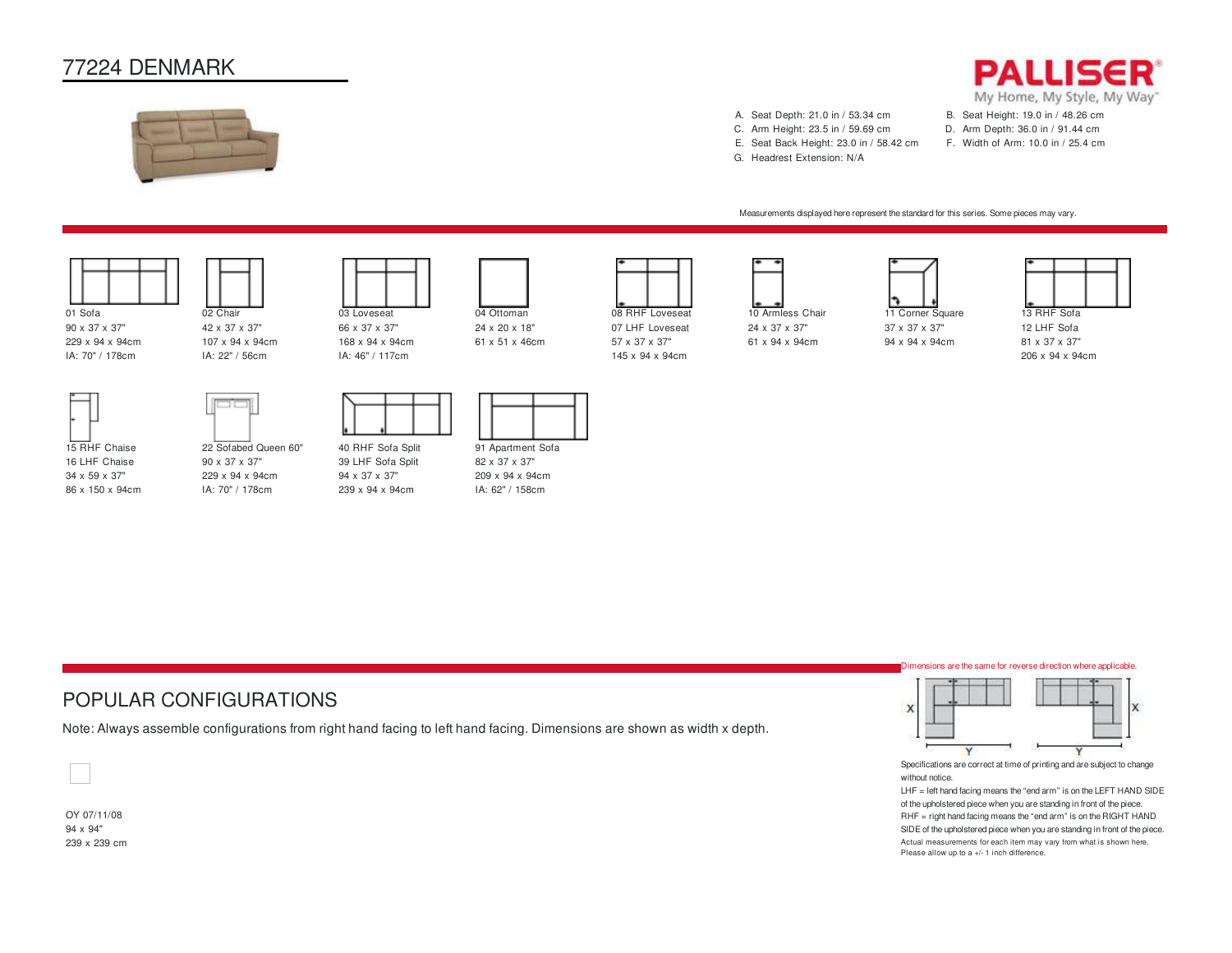# 77224 DENMARK

A. Seat Depth: 21.0 in / 53.34 cm
B. Seat Height: 19.0 in / 48.26 cm
C. Arm Height: 23.5 in / 59.69 cm
D. Arm Depth: 36.0 in / 91.44 cm
E. Seat Back Height: 23.0 in / 58.42 cm
F. Width of Arm: 10.0 in / 25.4 cm
G. Headrest Extension: N/A

Measurements displayed here represent the standard for this series. Some pieces may vary.

01 Sofa
90 x 37 x 37"
229 x 94 x 94cm
IA: 70" / 178cm

02 Chair
42 x 37 x 37"
107 x 94 x 94cm
IA: 22" / 56cm

03 Loveseat
66 x 37 x 37"
168 x 94 x 94cm
IA: 46" / 117cm

04 Ottoman
24 x 20 x 18"
61 x 51 x 46cm

08 RHF Loveseat
07 LHF Loveseat
57 x 37 x 37"
145 x 94 x 94cm

10 Armless Chair
24 x 37 x 37"
61 x 94 x 94cm

11 Corner Square
37 x 37 x 37"
94 x 94 x 94cm

13 RHF Sofa
12 LHF Sofa
81 x 37 x 37"
206 x 94 x 94cm

15 RHF Chaise
16 LHF Chaise
34 x 59 x 37"
86 x 150 x 94cm

22 Sofabed Queen 60"
90 x 37 x 37"
229 x 94 x 94cm
IA: 70" / 178cm

40 RHF Sofa Split
39 LHF Sofa Split
94 x 37 x 37"
239 x 94 x 94cm

91 Apartment Sofa
82 x 37 x 37"
209 x 94 x 94cm
IA: 62" / 158cm

## POPULAR CONFIGURATIONS

Note: Always assemble configurations from right hand facing to left hand facing. Dimensions are shown as width x depth.

OY 07/11/08
94 x 94"
239 x 239 cm

Dimensions are the same for reverse direction where applicable.

X Y Y X

Specifications are correct at time of printing and are subject to change without notice.

LHF = left hand facing means the "end arm" is on the LEFT HAND SIDE of the upholstered piece when you are standing in front of the piece.

RHF = right hand facing means the "end arm" is on the RIGHT HAND SIDE of the upholstered piece when you are standing in front of the piece.

Actual measurements for each item may vary from what is shown here. Please allow up to a +/- 1 inch difference.